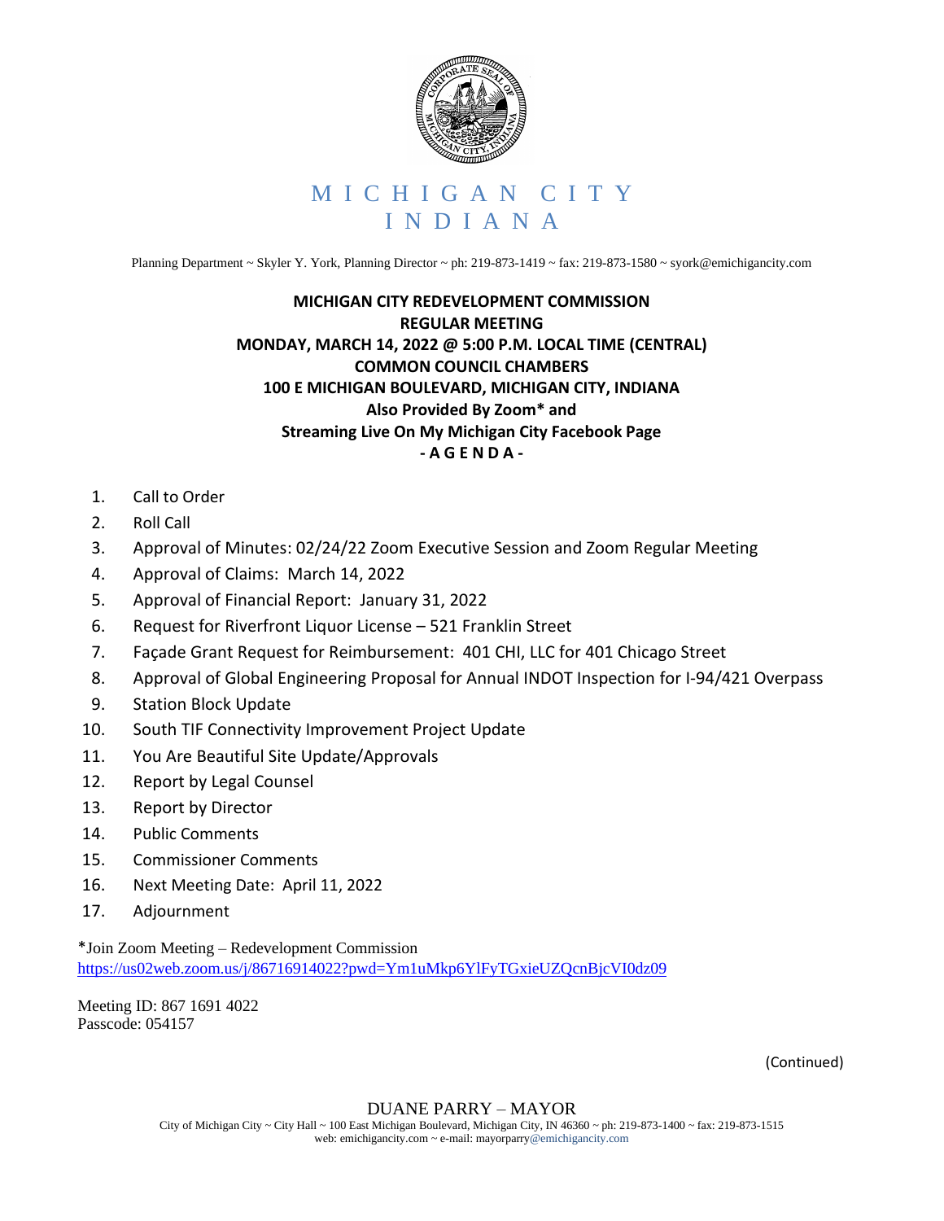# MICHIGAN CITY INDIANA

Planning Department ~ Skyler Y. York, Planning Director ~ ph: 219-873-1419 ~ fax: 219-873-1580 ~ syork@emichigancity.com

**MICHIGAN CITY REDEVELOPMENT COMMISSION**
**REGULAR MEETING**
**MONDAY, MARCH 14, 2022 @ 5:00 P.M. LOCAL TIME (CENTRAL)**
**COMMON COUNCIL CHAMBERS**
**100 E MICHIGAN BOULEVARD, MICHIGAN CITY, INDIANA**
**Also Provided By Zoom* and**
**Streaming Live On My Michigan City Facebook Page**
**- A G E N D A -**

1. Call to Order
2. Roll Call
3. Approval of Minutes: 02/24/22 Zoom Executive Session and Zoom Regular Meeting
4. Approval of Claims: March 14, 2022
5. Approval of Financial Report: January 31, 2022
6. Request for Riverfront Liquor License – 521 Franklin Street
7. Façade Grant Request for Reimbursement: 401 CHI, LLC for 401 Chicago Street
8. Approval of Global Engineering Proposal for Annual INDOT Inspection for I-94/421 Overpass
9. Station Block Update
10. South TIF Connectivity Improvement Project Update
11. You Are Beautiful Site Update/Approvals
12. Report by Legal Counsel
13. Report by Director
14. Public Comments
15. Commissioner Comments
16. Next Meeting Date: April 11, 2022
17. Adjournment

*Join Zoom Meeting – Redevelopment Commission
https://us02web.zoom.us/j/86716914022?pwd=Ym1uMkp6YlFyTGxieUZQcnBjcVI0dz09

Meeting ID: 867 1691 4022
Passcode: 054157

(Continued)

DUANE PARRY – MAYOR
City of Michigan City ~ City Hall ~ 100 East Michigan Boulevard, Michigan City, IN 46360 ~ ph: 219-873-1400 ~ fax: 219-873-1515
web: emichigancity.com ~ e-mail: mayorparry@emichigancity.com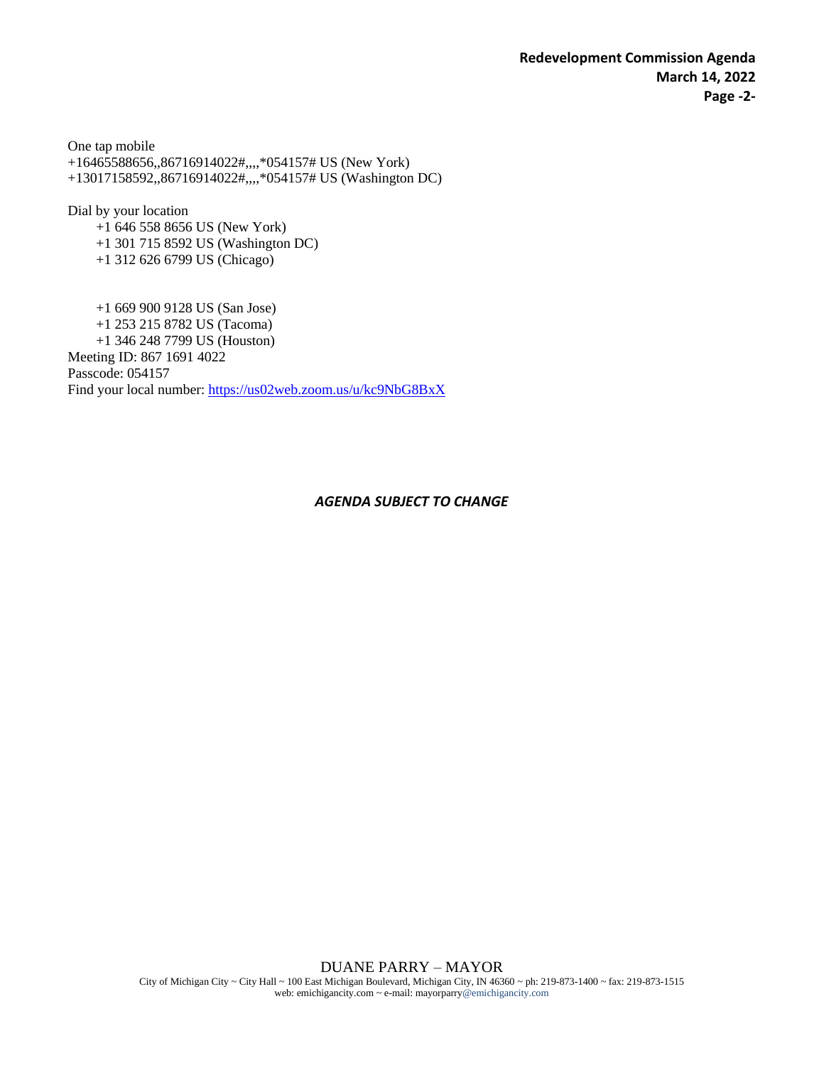One tap mobile
+16465588656,,86716914022#,,,,*054157# US (New York)
+13017158592,,86716914022#,,,,*054157# US (Washington DC)

Dial by your location
+1 646 558 8656 US (New York)
+1 301 715 8592 US (Washington DC)
+1 312 626 6799 US (Chicago)

+1 669 900 9128 US (San Jose)
+1 253 215 8782 US (Tacoma)
+1 346 248 7799 US (Houston)
Meeting ID: 867 1691 4022
Passcode: 054157
Find your local number: https://us02web.zoom.us/u/kc9NbG8BxX

***AGENDA SUBJECT TO CHANGE***

DUANE PARRY – MAYOR
City of Michigan City ~ City Hall ~ 100 East Michigan Boulevard, Michigan City, IN 46360 ~ ph: 219-873-1400 ~ fax: 219-873-1515
web: emichigancity.com ~ e-mail: mayorparry@emichigancity.com